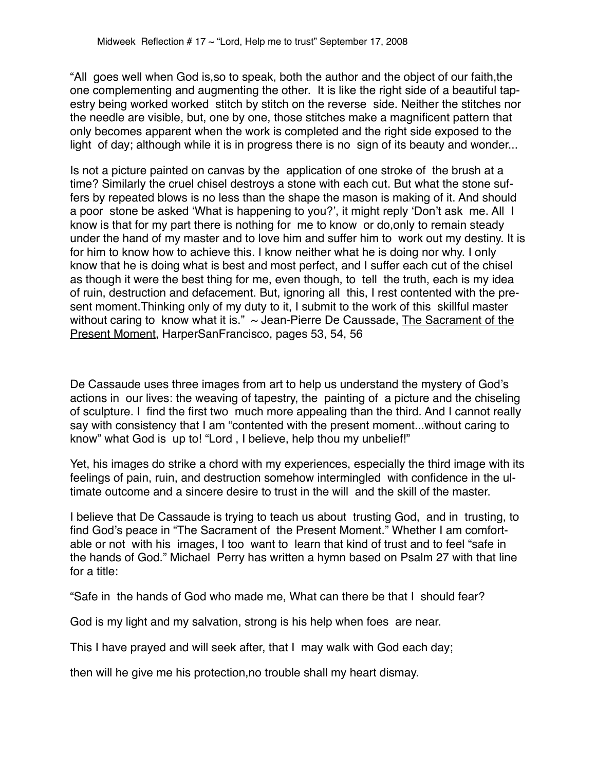Midweek Reflection # 17 ~ “Lord, Help me to trust” September 17, 2008

“All goes well when God is,so to speak, both the author and the object of our faith,the one complementing and augmenting the other. It is like the right side of a beautiful tapestry being worked worked stitch by stitch on the reverse side. Neither the stitches nor the needle are visible, but, one by one, those stitches make a magnificent pattern that only becomes apparent when the work is completed and the right side exposed to the light of day; although while it is in progress there is no sign of its beauty and wonder...

Is not a picture painted on canvas by the application of one stroke of the brush at a time? Similarly the cruel chisel destroys a stone with each cut. But what the stone suffers by repeated blows is no less than the shape the mason is making of it. And should a poor stone be asked ‘What is happening to you?’, it might reply ‘Don’t ask me. All I know is that for my part there is nothing for me to know or do,only to remain steady under the hand of my master and to love him and suffer him to work out my destiny. It is for him to know how to achieve this. I know neither what he is doing nor why. I only know that he is doing what is best and most perfect, and I suffer each cut of the chisel as though it were the best thing for me, even though, to tell the truth, each is my idea of ruin, destruction and defacement. But, ignoring all this, I rest contented with the present moment.Thinking only of my duty to it, I submit to the work of this skillful master without caring to know what it is.” ~ Jean-Pierre De Caussade, The Sacrament of the Present Moment, HarperSanFrancisco, pages 53, 54, 56

De Cassaude uses three images from art to help us understand the mystery of God’s actions in our lives: the weaving of tapestry, the painting of a picture and the chiseling of sculpture. I find the first two much more appealing than the third. And I cannot really say with consistency that I am “contented with the present moment...without caring to know” what God is up to! “Lord , I believe, help thou my unbelief!”

Yet, his images do strike a chord with my experiences, especially the third image with its feelings of pain, ruin, and destruction somehow intermingled with confidence in the ultimate outcome and a sincere desire to trust in the will and the skill of the master.

I believe that De Cassaude is trying to teach us about trusting God, and in trusting, to find God’s peace in “The Sacrament of the Present Moment.” Whether I am comfortable or not with his images, I too want to learn that kind of trust and to feel “safe in the hands of God.” Michael Perry has written a hymn based on Psalm 27 with that line for a title:

“Safe in the hands of God who made me, What can there be that I should fear?

God is my light and my salvation, strong is his help when foes are near.

This I have prayed and will seek after, that I may walk with God each day;

then will he give me his protection,no trouble shall my heart dismay.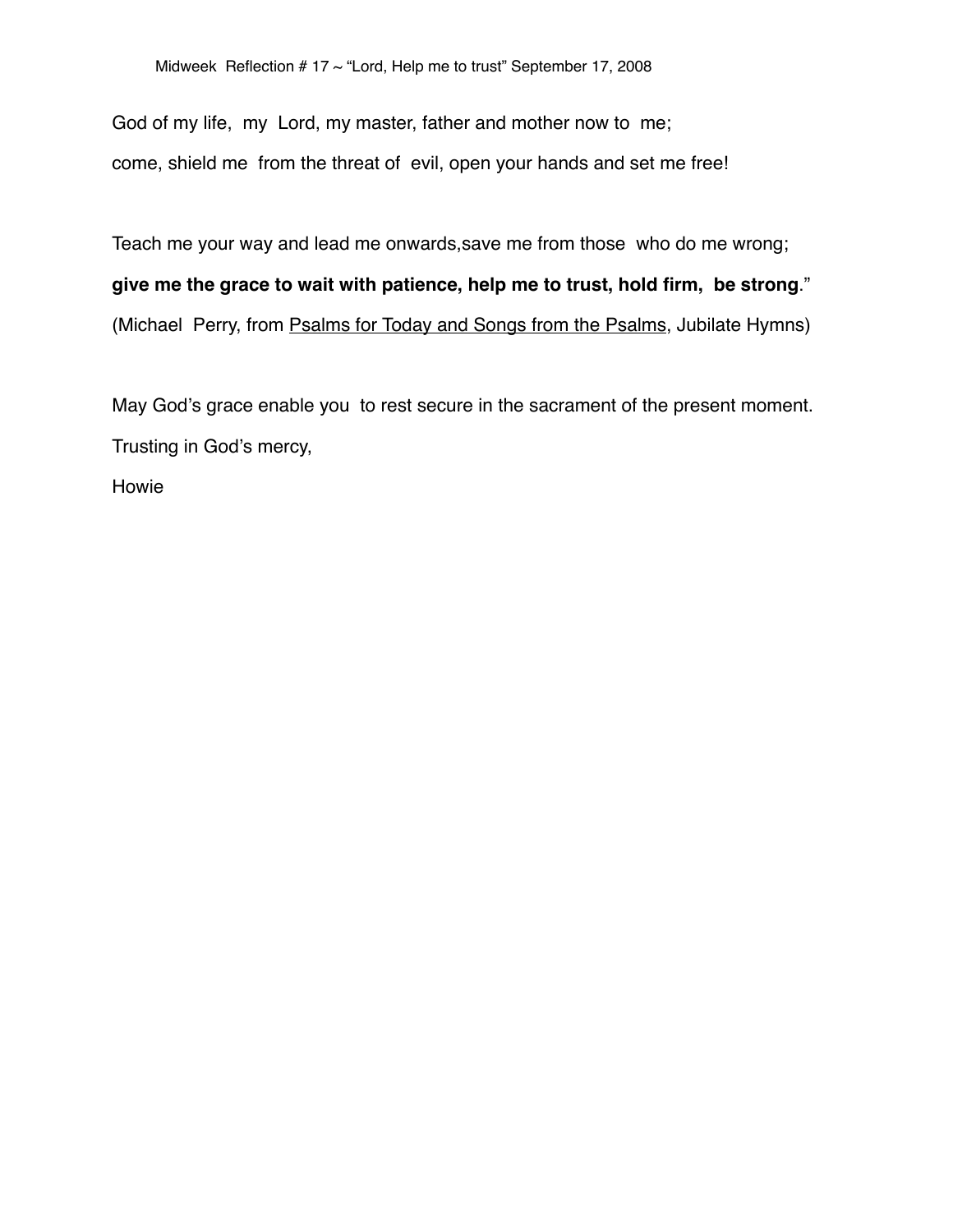God of my life, my Lord, my master, father and mother now to me;

come, shield me from the threat of evil, open your hands and set me free!

Teach me your way and lead me onwards,save me from those who do me wrong;

**give me the grace to wait with patience, help me to trust, hold firm, be strong**."

(Michael Perry, from Psalms for Today and Songs from the Psalms, Jubilate Hymns)

May God's grace enable you to rest secure in the sacrament of the present moment.

Trusting in God's mercy,

Howie